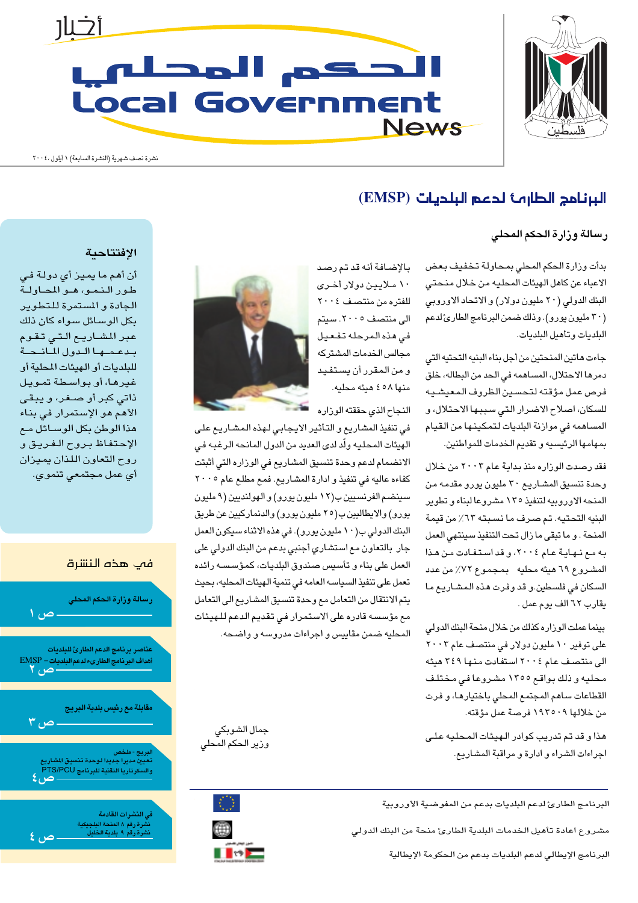# أخبار الحكم المحلي
# Local Government News

فلسطين

نشرة نصف شهرية (النشرة السابعة) ١ أيلول ٢٠٠٤

## البرنامج الطارئ لدعم البلديات (EMSP)

### رسالة وزارة الحكم المحلي

بدأت وزارة الحكم المحلي بمحاولة تخفيف بعض الاعباء عن كاهل الهيئات المحليه من خلال منحتي البنك الدولي (٢٠ مليون دولار) و الاتحاد الاوروبي (٣٠ مليون يورو). وذلك ضمن البرنامج الطارئ لدعم البلديات وتأهيل البلديات.

جاءت هاتين المنحتين من أجل بناء البنيه التحتيه التي دمرها الاحتلال، المساهمه في الحد من البطاله، خلق فرص عمل مؤقته لتحسين الظروف المعيشيه للسكان، اصلاح الاضرار التي سببها الاحتلال، و المساهمه في موازنة البلديات لتمكينها من القيام بمهامها الرئيسيه و تقديم الخدمات للمواطنين.

فقد رصدت الوزاره منذ بداية عام ٢٠٠٣ من خلال وحدة تنسيق المشاريع ٣٠ مليون يورو مقدمه من المنحة الاوروبيه لتنفيذ ١٣٥ مشروعا لبناء و تطوير البنيه التحتيه. تم صرف ما نسبته ٦٣٪ من قيمة المنحة. و ما تبقى ما زال تحت التنفيذ سينتهي العمل به مع نهاية عام ٢٠٠٤، و قد استفادت من هذا المشروع ٦٩ هيئه محليه بمجموع ٧٢٪ من عدد السكان في فلسطين. و قد وفرت هذه المشاريع ما يقارب ٦٢ الف يوم عمل .

بينما عملت الوزاره كذلك من خلال منحة البنك الدولي على توفير ١٠ مليون دولار في منتصف عام ٢٠٠٣ الى منتصف عام ٢٠٠٤ استفادت منها ٣٤٩ هيئه محليه و ذلك بواقع ١٣٥٥ مشروعا في مختلف القطاعات ساهم المجتمع المحلي باختيارها، و فرت من خلالها ١٩٣٥٠٩ فرصة عمل مؤقته.

هذا و قد تم تدريب كوادر الهيئات المحليه على اجراءات الشراء و ادارة و مراقبة المشاريع.

بالإضافة أنه قد تم رصد ١٠ ملايين دولار أخرى للفترة من منتصف ٢٠٠٤ الى منتصف ٢٠٠٥. سيتم في هذه المرحله تفعيل مجالس الخدمات المشتركه و من المقرر أن يستفيد منها ٤٥٨ هيئه محليه.

النجاح الذي حققته الوزاره في تنفيذ المشاريع و التأثير الايجابي لهذه المشاريع على الهيئات المحليه ولّد لدى العديد من الدول المانحه الرغبه في الانضمام لدعم وحدة تنسيق المشاريع في الوزاره التي أثبتت كفاءه عاليه في تنفيذ و ادارة المشاريع. فمع مطلع عام ٢٠٠٥ سينضم الفرنسيين ب(١٢ مليون يورو) و الهولنديين (٩ مليون يورو) والايطاليين ب(٢٥ مليون يورو) والدنماركيين عن طريق البنك الدولي ب(١٠ مليون يورو). في هذه الاثناء سيكون العمل جار بالتعاون مع استشاري أجنبي بدعم من البنك الدولي على العمل على بناء و تأسيس صندوق البلديات، كمؤسسه رائده تعمل على تنفيذ السياسه العامه في تنمية الهيئات المحليه، بحيث يتم الانتقال من التعامل مع وحدة تنسيق المشاريع الى التعامل مع مؤسسه قادره على الاستمرار في تقديم الدعم للهيئات المحليه ضمن مقاييس و اجراءات مدروسه و واضحه.

جمال الشوبكي
وزير الحكم المحلي

### الإفتتاحية

أن أهم ما يميز أي دولة في طور النمو، هو المحاولة الجادة و المستمرة للتطوير بكل الوسائل سواء كان ذلك عبر المشاريع التي تقوم بدعمها الدول المانحة للبلديات أو الهيئات المحلية أو غيرها، أو بواسطة تمويل ذاتي كبر أو صغر، و يبقى الأهم هو الإستمرار في بناء هذا الوطن بكل الوسائل مع الإحتفاظ بروح الفريق و روح التعاون اللذان يميزان أي عمل مجتمعي تنموي.

### في هذه النشرة

- رسالة وزارة الحكم المحلي — ص ١
- عناصر برنامج الدعم الطارئ للبلديات / أهداف البرنامج الطارئ لدعم البلديات – EMSP — ص ٢
- مقابلة مع رئيس بلدية البريج — ص ٣
- البريج - ملخص / تعيين مديرا جديدا لوحدة تنسيق المشاريع والسكرتاريا التقنية للبرنامج PTS/PCU — ص ٤
- في النشرات القادمة / نشرة رقم ٨ المنحة البلجيكية / نشرة رقم ٩ بلدية الخليل — ص ٤

البرنامج الطارئ لدعم البلديات بدعم من المفوضية الاوروبية

مشروع اعادة تأهيل الخدمات البلدية الطارئ منحة من البنك الدولي

البرنامج الإيطالي لدعم البلديات بدعم من الحكومة الإيطالية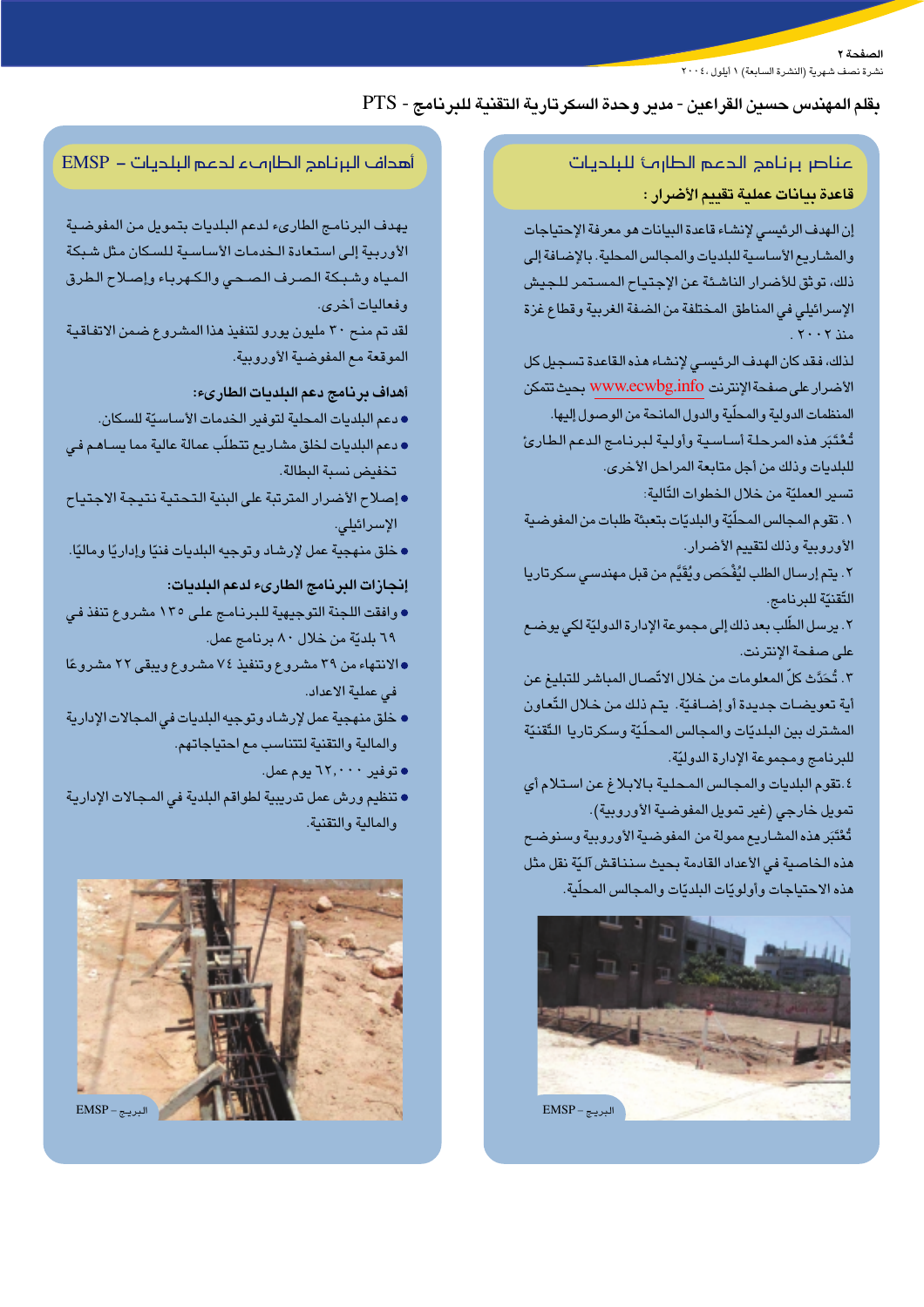بقلم المهندس حسين القراعين - مدير وحدة السكرتارية التقنية للبرنامج - PTS

## عناصر برنامج الدعم الطارئ للبلديات

### قاعدة بيانات عملية تقييم الأضرار :

إن الهدف الرئيسي لإنشاء قاعدة البيانات هو معرفة الإحتياجات والمشاريع الأساسية للبلديات والمجالس المحلية. بالإضافة إلى ذلك، توثق للأضرار الناشئة عن الإجتياح المستمر للجيش الإسرائيلي في المناطق المختلفة من الضفة الغربية وقطاع غزة منذ ٢٠٠٢ .

لذلك، فقد كان الهدف الرئيسي لإنشاء هذه القاعدة تسجيل كل الأضرار على صفحة الإنترنت www.ecwbg.info بحيث تتمكن المنظمات الدولية والمحلّية والدول المانحة من الوصول إليها.

تُعْتَبَر هذه المرحلة أساسية وأولية لبرنامج الدعم الطارئ للبلديات وذلك من أجل متابعة المراحل الأخرى.

تسير العمليّة من خلال الخطوات التّالية:

١. تقوم المجالس المحلّية والبلديّات بتعبئة طلبات من المفوضية الأوروبية وذلك لتقييم الأضرار.

٢. يتم إرسال الطلب ليُفْحَص ويُقَيَّم من قبل مهندسي سكرتاريا التّقنيّة للبرنامج.

٢. يرسل الطّلب بعد ذلك إلى مجموعة الإدارة الدوليّة لكي يوضع على صفحة الإنترنت.

٣. تُحَدَّث كلّ المعلومات من خلال الاتّصال المباشر للتبليغ عن أية تعويضات جديدة أو إضافيّة. يتم ذلك من خلال التّعاون المشترك بين البلديّات والمجالس المحلّيّة وسكرتاريا التّقنيّة للبرنامج ومجموعة الإدارة الدوليّة.

٤. تقوم البلديات والمجالس المحلية بالابلاغ عن استلام أي تمويل خارجي (غير تمويل المفوضية الأوروبية).

تُعْتَبَر هذه المشاريع ممولة من المفوضية الأوروبية وسنوضح هذه الخاصية في الأعداد القادمة بحيث سنناقش آليّة نقل مثل هذه الاحتياجات وأولويّات البلديّات والمجالس المحلّيّة.

البريج – EMSP

## أهداف البرنامج الطارىء لدعم البلديات – EMSP

يهدف البرنامج الطارىء لدعم البلديات بتمويل من المفوضية الأوربية إلى استعادة الخدمات الأساسية للسكان مثل شبكة المياه وشبكة الصرف الصحي والكهرباء وإصلاح الطرق وفعاليات أخرى.

لقد تم منح ٣٠ مليون يورو لتنفيذ هذا المشروع ضمن الاتفاقية الموقعة مع المفوضية الأوروبية.

### أهداف برنامج دعم البلديات الطارىء:

- دعم البلديات المحلية لتوفير الخدمات الأساسيّة للسكان.
- دعم البلديات لخلق مشاريع تتطلّب عمالة عالية مما يساهم في تخفيض نسبة البطالة.
- إصلاح الأضرار المترتبة على البنية التحتية نتيجة الاجتياح الإسرائيلي.
- خلق منهجية عمل لإرشاد وتوجيه البلديات فنيًا وإداريًا وماليًا.

### إنجازات البرنامج الطارىء لدعم البلديات:

- وافقت اللجنة التوجيهية للبرنامج على ١٣٥ مشروع تنفذ في ٦٩ بلديّة من خلال ٨٠ برنامج عمل.
- الانتهاء من ٣٩ مشروع وتنفيذ ٧٤ مشروع ويبقى ٢٢ مشروعًا في عملية الاعداد.
- خلق منهجية عمل لإرشاد وتوجيه البلديات في المجالات الإدارية والمالية والتقنية لتتناسب مع احتياجاتهم.
- توفير ٦٢,٠٠٠ يوم عمل.
- تنظيم ورش عمل تدريبية لطواقم البلدية في المجالات الإدارية والمالية والتقنية.

البريج – EMSP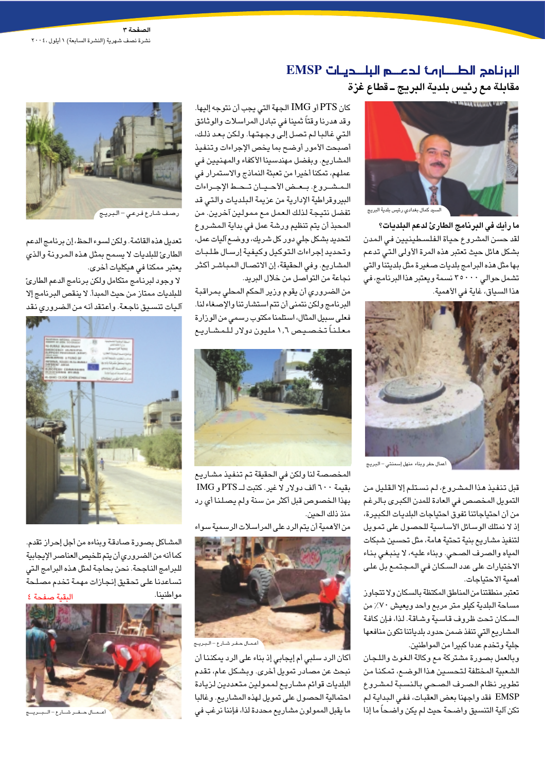# البرنامج الطارئ لدعم البلديات EMSP

## مقابلة مع رئيس بلدية البريج ـ قطاع غزة

السيد كمال بغدادي رئيس بلدية البريج

**ما رأيك في البرنامج الطارئ لدعم البلديات؟**

لقد حسن المشروع حياة الفلسطينيين في المدن بشكل هائل حيث تعتبر هذه المرة الأولى التي تدعم بها مثل هذه البرامج بلديات صغيرة مثل بلديتنا والتي تشمل حوالي ٣٥٠٠٠ نسمة ويعتبر هذا البرنامج، في هذا السياق، غاية في الأهمية.

اعمال حفر وبناء منهل إسمنتي – البريج

قبل تنفيذ هذا المشروع، لم نستلم إلا القليل من التمويل المخصص في العادة للمدن الكبرى بالرغم من أن احتياجاتنا تفوق احتياجات البلديات الكبيرة، إذ لا نمتلك الوسائل الأساسية للحصول على تمويل لتنفيذ مشاريع بنية تحتية هامة، مثل تحسين شبكات المياه والصرف الصحي. وبناء عليه، لا ينبغي بناء الاختيارات على عدد السكان في المجتمع بل على أهمية الاحتياجات.

تعتبر منطقتنا من المناطق المكتظة بالسكان ولا تتجاوز مساحة البلدية كيلو متر مربع واحد ويعيش ٧٠٪ من السكان تحت ظروف قاسية وشاقة. لذا، فإن كافة المشاريع التي تنفذ ضمن حدود بلدياتنا تكون منافعها جلية وتخدم عددا كبيرا من المواطنين.

وبالعمل بصورة مشتركة مع وكالة الغوث واللجان الشعبية المختلفة لتحسين هذا الوضع، تمكنا من تطوير نظام الصرف الصحي بالنسبة لمشروع EMSP فقد واجهنا بعض العقبات، ففي البداية لم تكن آلية التنسيق واضحة حيث لم يكن واضحاً ما إذا كان PTS أو IMG الجهة التي يجب أن نتوجه إليها. وقد هدرنا وقتاً ثمينا في تبادل المراسلات والوثائق التي غالبا لم تصل إلى وجهتها. ولكن بعد ذلك، أصبحت الأمور أوضح بما يخص الإجراءات وتنفيذ المشاريع. وبفضل مهندسينا الأكفاء والمهنيين في عملهم، تمكنا أخيرا من تعبئة النماذج والاستمرار في المشروع. بعض الأحيان تحط الإجراءات البيروقراطية الإدارية من عزيمة البلديات والتي قد تفضل نتيجة لذلك العمل مع ممولين آخرين. من المحبذ أن يتم تنظيم ورشة عمل في بداية المشروع لتحديد بشكل جلي دور كل شريك، ووضع آليات عمل، وتحديد إجراءات التوكيل وكيفية إرسال طلبات المشاريع. وفي الحقيقة، إن الاتصال المباشر أكثر نجاعة من التواصل من خلال البريد.

من الضروري أن يقوم وزير الحكم المحلي بمراقبة البرنامج ولكن نتمنى أن تتم استشارتنا والإصغاء لنا. فعلى سبيل المثال، استلمنا مكتوب رسمي من الوزارة معلناً تخصيص ١,٦ مليون دولار للمشاريع المخصصة لنا ولكن في الحقيقة تم تنفيذ مشاريع بقيمة ٦٠٠ ألف دولار لا غير. كتبت لـ PTS و IMG بهذا الخصوص قبل أكثر من سنة ولم يصلنا أي رد منذ ذلك الحين.

من الأهمية أن يتم الرد على المراسلات الرسمية سواء أكان الرد سلبي أم إيجابي إذ بناء على الرد يمكننا أن نبحث عن مصادر تمويل أخرى. وبشكل عام، تقدم البلديات قوائم مشاريع لممولين متعددين لزيادة احتمالية الحصول على تمويل لهذه المشاريع. وغالبا ما يقبل الممولون مشاريع محددة لذا، فإننا نرغب في تعديل هذه القائمة. ولكن لسوء الحظ، إن برنامج الدعم الطارئ للبلديات لا يسمح بمثل هذه المرونة والذي يعتبر ممكنا في هيكليات أخرى.

لا وجود لبرنامج متكامل ولكن برنامج الدعم الطارئ للبلديات ممتاز من حيث المبدأ. لا ينقص البرنامج إلا آليات تنسيق ناجعة. وأعتقد أنه من الضروري نقد المشاكل بصورة صادقة وبناءه من أجل إحراز تقدم. كما أنه من الضروري أن يتم تلخيص العناصر الإيجابية للبرامج الناجحة. نحن بحاجة لمثل هذه البرامج التي تساعدنا على تحقيق إنجازات مهمة تخدم مصلحة مواطنينا.

البقية صفحة ٤

اعمال حفر شارع – البريج

رصف شارع فرعي – البريج

اعمال حفر شارع – البريج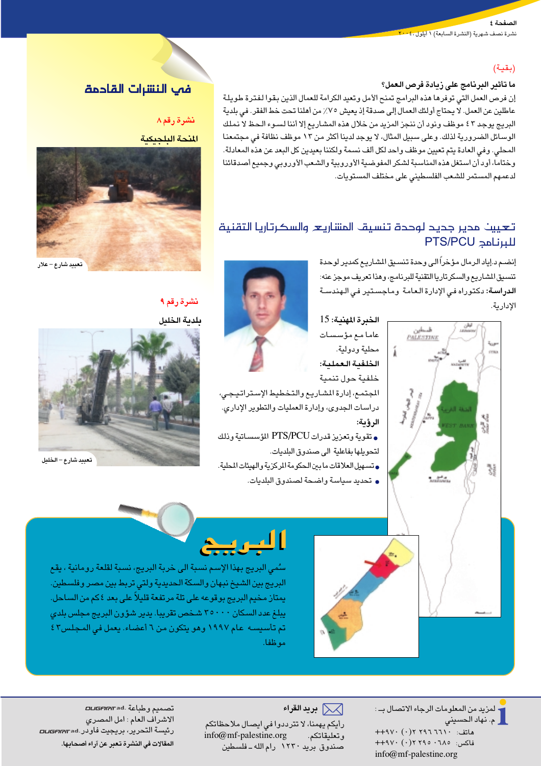(بقية)

**ما تأثير البرنامج على زيادة فرص العمل؟**

إن فرص العمل التي توفرها هذه البرامج تمنح الأمل وتعيد الكرامة للعمال الذين بقوا لفترة طويلة عاطلين عن العمل. لا يحتاج أولئك العمال إلى صدقة إذ يعيش ٧٥٪ من أهلنا تحت خط الفقر. في بلدية البريج يوجد ٤٣ موظف ونود أن ننجز المزيد من خلال هذه المشاريع إلا أننا لسوء الحظ لا نملك الوسائل الضرورية لذلك. وعلى سبيل المثال، لا يوجد لدينا أكثر من ١٣ موظف نظافة في مجتمعنا المحلي. وفي العادة يتم تعيين موظف واحد لكل ألف نسمة ولكننا بعيدين كل البعد عن هذه المعادلة. وختاما، أود أن استغل هذه المناسبة لشكر المفوضية الأوروبية والشعب الأوروبي وجميع أصدقائنا لدعمهم المستمر للشعب الفلسطيني على مختلف المستويات.

## تعيين مدير جديد لوحدة تنسيق المشاريع والسكرتاريا التقنية للبرنامج PTS/PCU

إنضم د.إياد الرمال مؤخراً الى وحدة تنسيق المشاريع كمدير لوحدة تنسيق المشاريع والسكرتاريا التقنية للبرنامج، وهذا تعريف موجز عنه:

**الدراسة:** دكتوراه في الإدارة العامة وماجستير في الهندسة الإدارية.

**الخبرة المهنية:** 15 عاما مع مؤسسات محلية ودولية.

**الخلفية العملية:** خلفية حول تنمية المجتمع، إدارة المشاريع والتخطيط الإستراتيجي، دراسات الجدوى، وإدارة العمليات والتطوير الإداري.

**الرؤية:**

- تقوية وتعزيز قدرات PTS/PCU المؤسساتية وذلك لتحويلها بفاعلية الى صندوق البلديات.
- تسهيل العلاقات ما بين الحكومة المركزية والهيئات المحلية.
- تحديد سياسة واضحة لصندوق البلديات.

## في النشرات القادمة

**نشرة رقم ٨**

**المنحة البلجيكية**

تعبيد شارع – علار

**نشرة رقم ٩**

**بلدية الخليل**

تعبيد شارع – الخليل

## البريج

سُمي البريج بهذا الإسم نسبة الى خربة البريج، نسبة لقلعة رومانية، يقع البريج بين الشيخ نبهان والسكة الحديدية ولتي تربط بين مصر وفلسطين. يمتاز مخيم البريج بوقوعه على تلة مرتفعة قليلاً على بعد ٤ كم من الساحل. يبلغ عدد السكان ٣٥٠٠٠ شخص تقريبا. يدير شؤون البريج مجلس بلدي تم تأسيسه عام ١٩٩٧ وهو يتكون من ٦ أعضاء. يعمل في المجلس ٤٣ موظفا.

---

لمزيد من المعلومات الرجاء الاتصال بـ :
م. نهاد الحسيني
هاتف: ٦٦١٠ ٢٩٦ (٠)٢ ٩٧٠++
فاكس: ٠٦٨٥ ٢٩٥ (٠)٢ ٩٧٠++
info@mf-palestine.org

**بريد القراء**
رأيكم يهمنا، لا تترددوا في ايصال ملاحظاتكم وتعليقاتكم.
info@mf-palestine.org
صندوق بريد ١٢٣٠ رام الله - فلسطين

تصميم وطباعة: OUGARIT ad.
الاشراف العام: امل المصري
رئيسة التحرير: بريجيت فاودر
المقالات في النشرة تعبر عن آراء أصحابها.